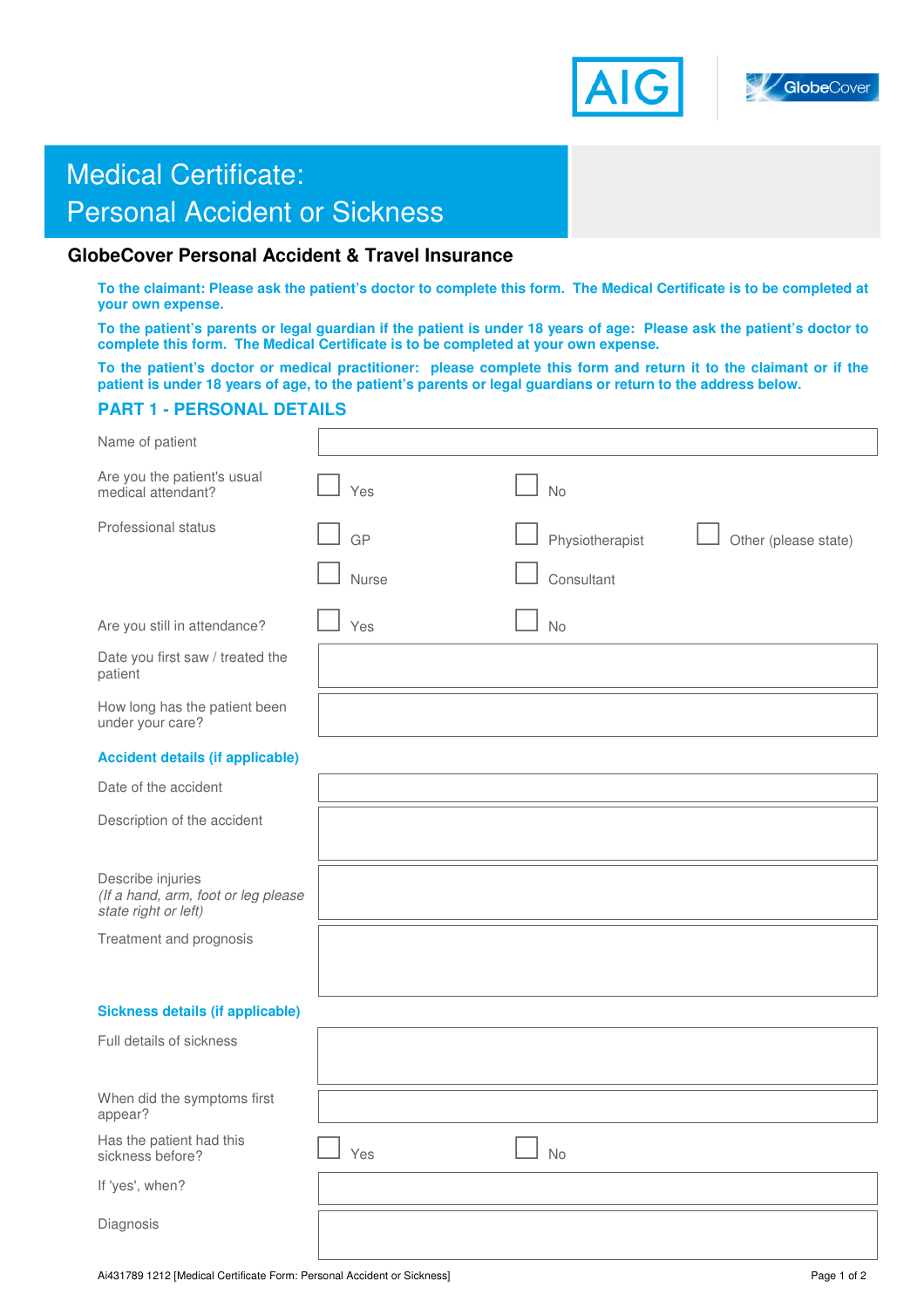# Medical Certificate: Personal Accident or Sickness

## GlobeCover Personal Accident & Travel Insurance

**To the claimant: Please ask the patient's doctor to complete this form. The Medical Certificate is to be completed at your own expense.**

**To the patient's parents or legal guardian if the patient is under 18 years of age: Please ask the patient's doctor to complete this form. The Medical Certificate is to be completed at your own expense.**

**To the patient's doctor or medical practitioner: please complete this form and return it to the claimant or if the patient is under 18 years of age, to the patient's parents or legal guardians or return to the address below.**

## PART 1 - PERSONAL DETAILS

Name of patient: ____________________

Are you the patient's usual medical attendant? ☐ Yes ☐ No

Professional status: ☐ GP ☐ Physiotherapist ☐ Other (please state) ☐ Nurse ☐ Consultant

Are you still in attendance? ☐ Yes ☐ No

Date you first saw / treated the patient: ____________________

How long has the patient been under your care? ____________________

### Accident details (if applicable)

Date of the accident: ____________________

Description of the accident: ____________________

Describe injuries
*(If a hand, arm, foot or leg please state right or left)*: ____________________

Treatment and prognosis: ____________________

### Sickness details (if applicable)

Full details of sickness: ____________________

When did the symptoms first appear? ____________________

Has the patient had this sickness before? ☐ Yes ☐ No

If 'yes', when? ____________________

Diagnosis: ____________________

Ai431789 1212 [Medical Certificate Form: Personal Accident or Sickness]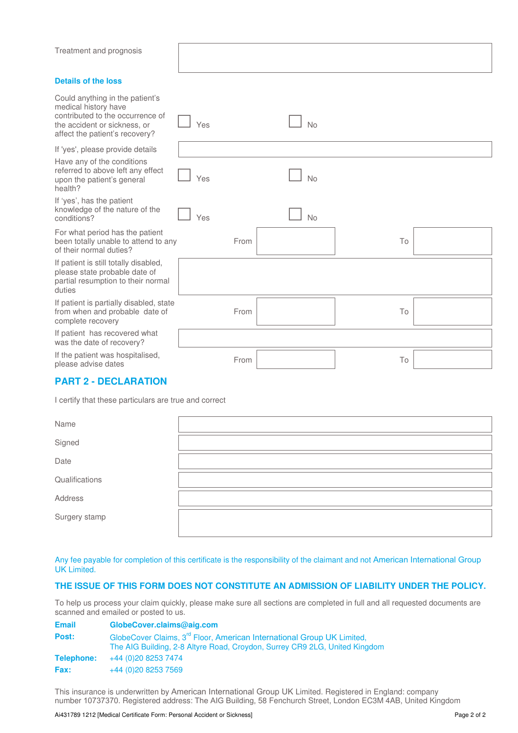Treatment and prognosis

### Details of the loss

| | | |
|---|---|---|
| Could anything in the patient's medical history have contributed to the occurrence of the accident or sickness, or affect the patient's recovery? | ☐ Yes | ☐ No |
| If 'yes', please provide details | | |
| Have any of the conditions referred to above left any effect upon the patient's general health? | ☐ Yes | ☐ No |
| If 'yes', has the patient knowledge of the nature of the conditions? | ☐ Yes | ☐ No |
| For what period has the patient been totally unable to attend to any of their normal duties? | From | To |
| If patient is still totally disabled, please state probable date of partial resumption to their normal duties | | |
| If patient is partially disabled, state from when and probable date of complete recovery | From | To |
| If patient has recovered what was the date of recovery? | | |
| If the patient was hospitalised, please advise dates | From | To |

## PART 2 - DECLARATION

I certify that these particulars are true and correct

| | |
|---|---|
| Name | |
| Signed | |
| Date | |
| Qualifications | |
| Address | |
| Surgery stamp | |

Any fee payable for completion of this certificate is the responsibility of the claimant and not American International Group UK Limited.

### THE ISSUE OF THIS FORM DOES NOT CONSTITUTE AN ADMISSION OF LIABILITY UNDER THE POLICY.

To help us process your claim quickly, please make sure all sections are completed in full and all requested documents are scanned and emailed or posted to us.

**Email** **GlobeCover.claims@aig.com**

**Post:** GlobeCover Claims, 3rd Floor, American International Group UK Limited, The AIG Building, 2-8 Altyre Road, Croydon, Surrey CR9 2LG, United Kingdom

**Telephone:** +44 (0)20 8253 7474

**Fax:** +44 (0)20 8253 7569

This insurance is underwritten by American International Group UK Limited. Registered in England: company number 10737370. Registered address: The AIG Building, 58 Fenchurch Street, London EC3M 4AB, United Kingdom

Ai431789 1212 [Medical Certificate Form: Personal Accident or Sickness]